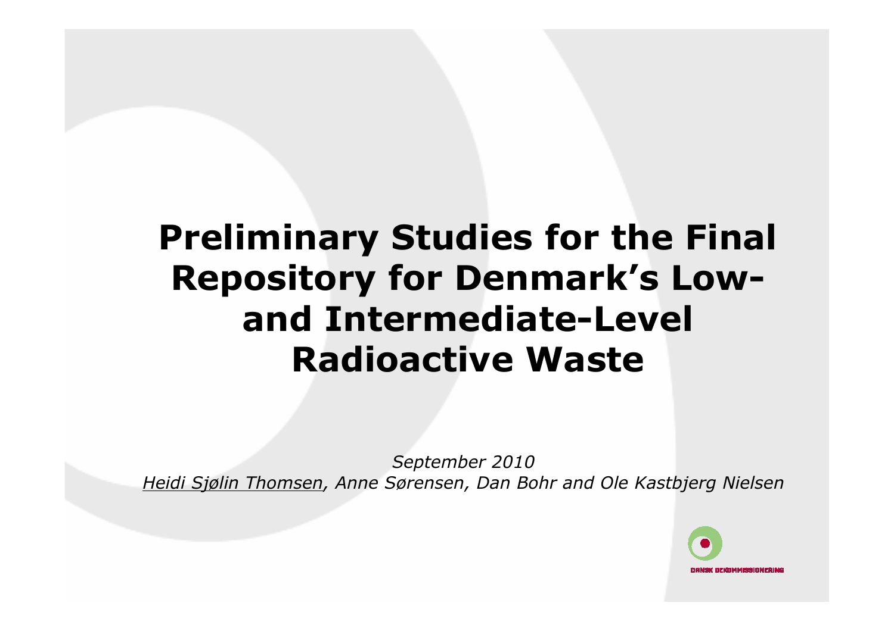# Preliminary Studies for the Final Repository for Denmark's Low- and Intermediate-Level Radioactive Waste

*September 2010*

*Heidi Sjølin Thomsen, Anne Sørensen, Dan Bohr and Ole Kastbjerg Nielsen*

DANSK DEKOMMISSIONERING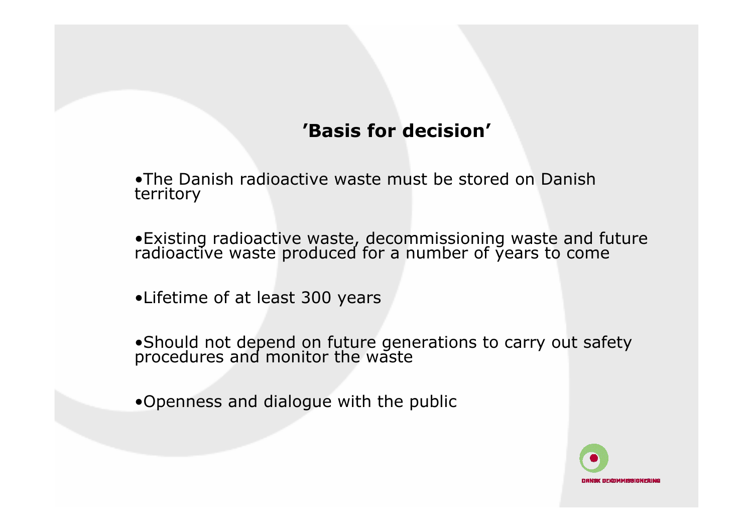## ’Basis for decision’

- The Danish radioactive waste must be stored on Danish territory
- Existing radioactive waste, decommissioning waste and future radioactive waste produced for a number of years to come
- Lifetime of at least 300 years
- Should not depend on future generations to carry out safety procedures and monitor the waste
- Openness and dialogue with the public

DANSK DEKOMMISSIONERING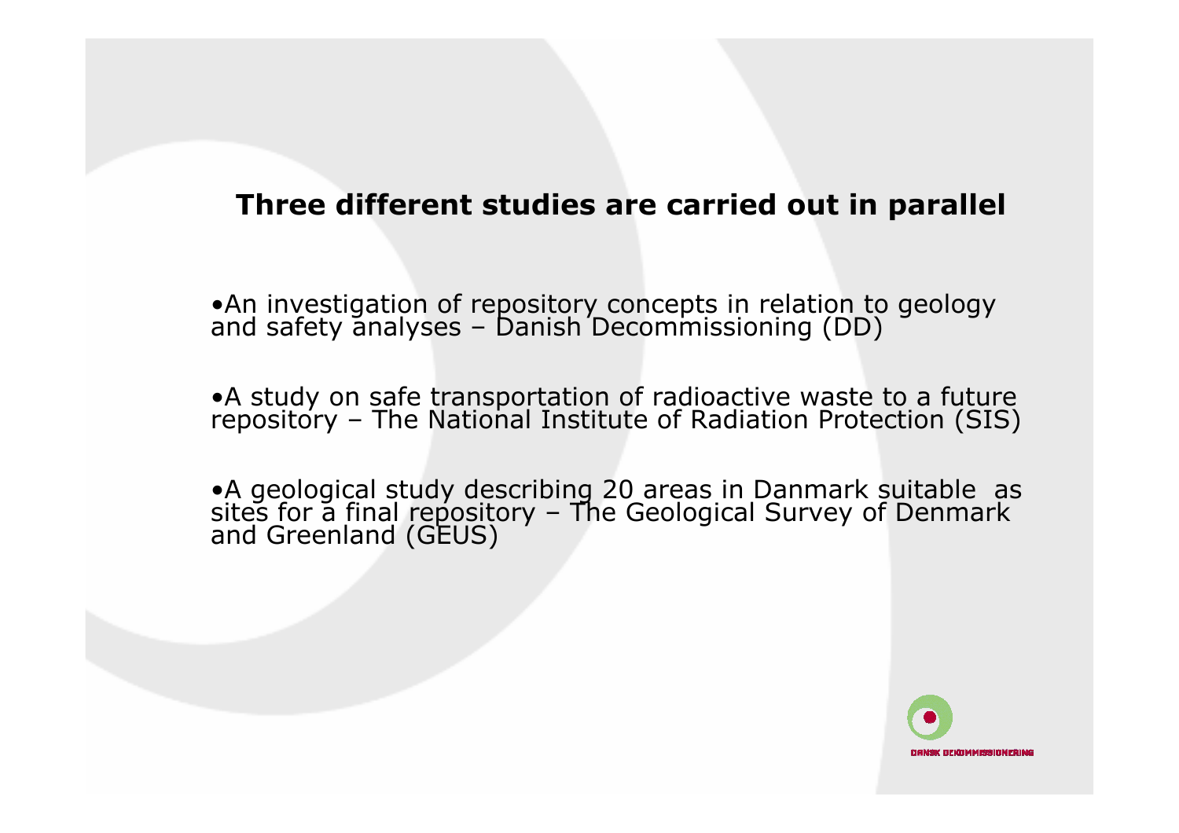## Three different studies are carried out in parallel

- An investigation of repository concepts in relation to geology and safety analyses – Danish Decommissioning (DD)

- A study on safe transportation of radioactive waste to a future repository – The National Institute of Radiation Protection (SIS)

- A geological study describing 20 areas in Danmark suitable as sites for a final repository – The Geological Survey of Denmark and Greenland (GEUS)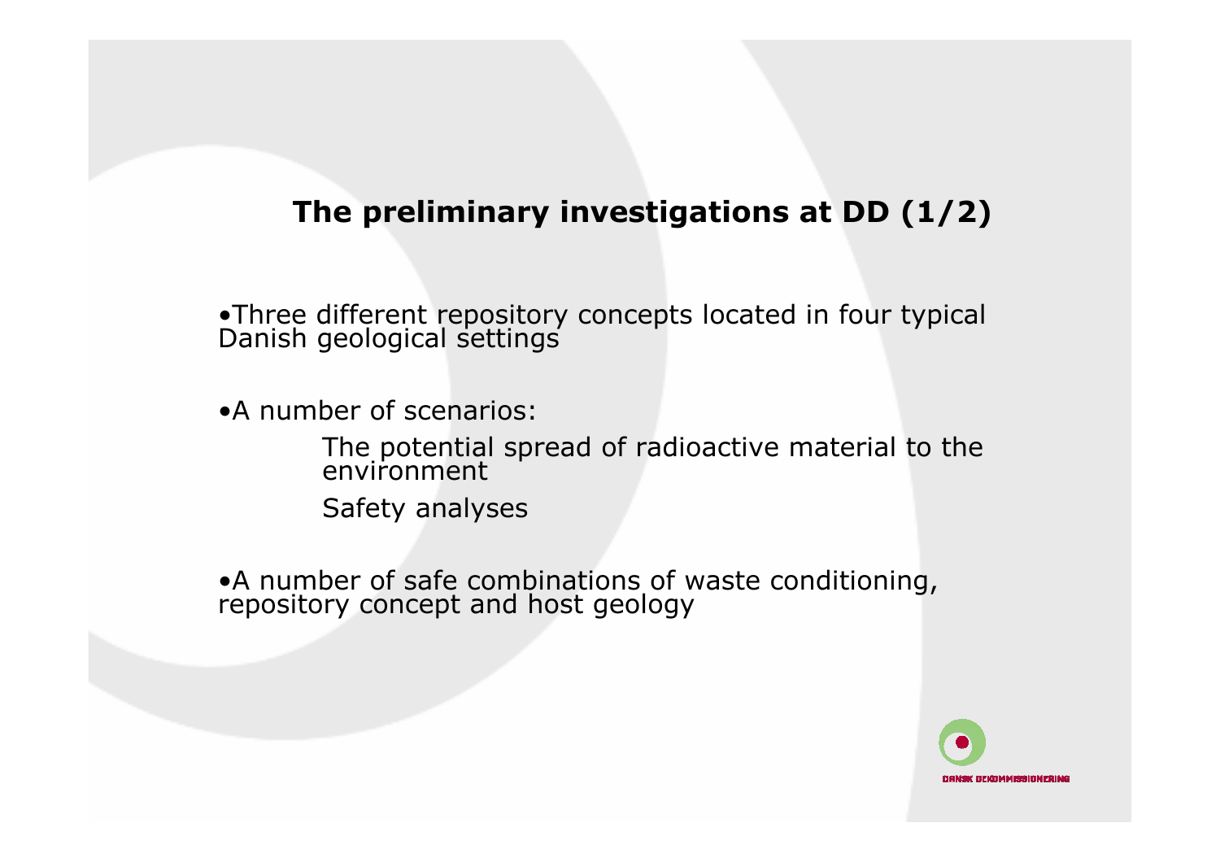## The preliminary investigations at DD (1/2)

- Three different repository concepts located in four typical Danish geological settings

- A number of scenarios:
  - The potential spread of radioactive material to the environment
  - Safety analyses

- A number of safe combinations of waste conditioning, repository concept and host geology

DANSK DEKOMMISSIONERING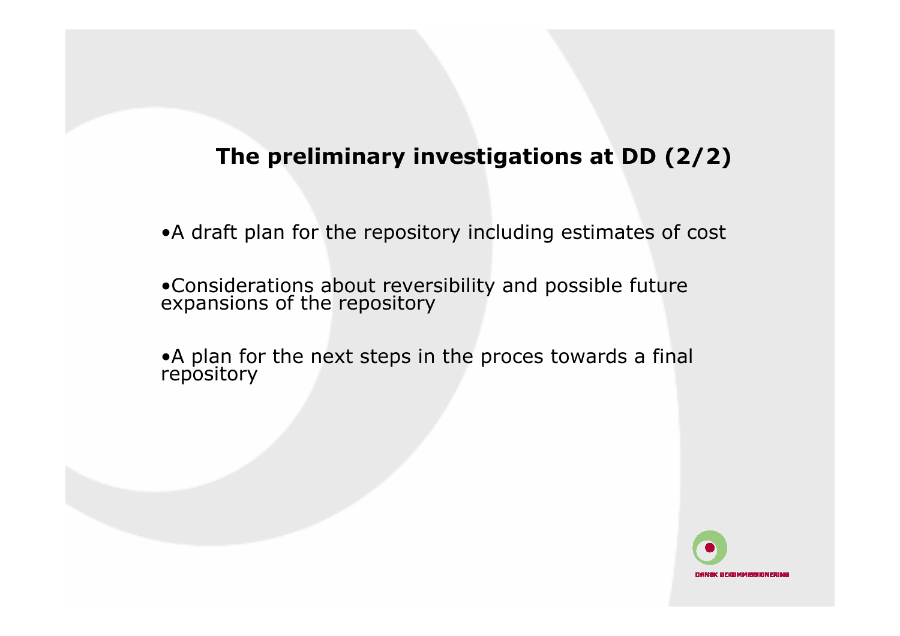## The preliminary investigations at DD (2/2)

- A draft plan for the repository including estimates of cost

- Considerations about reversibility and possible future expansions of the repository

- A plan for the next steps in the proces towards a final repository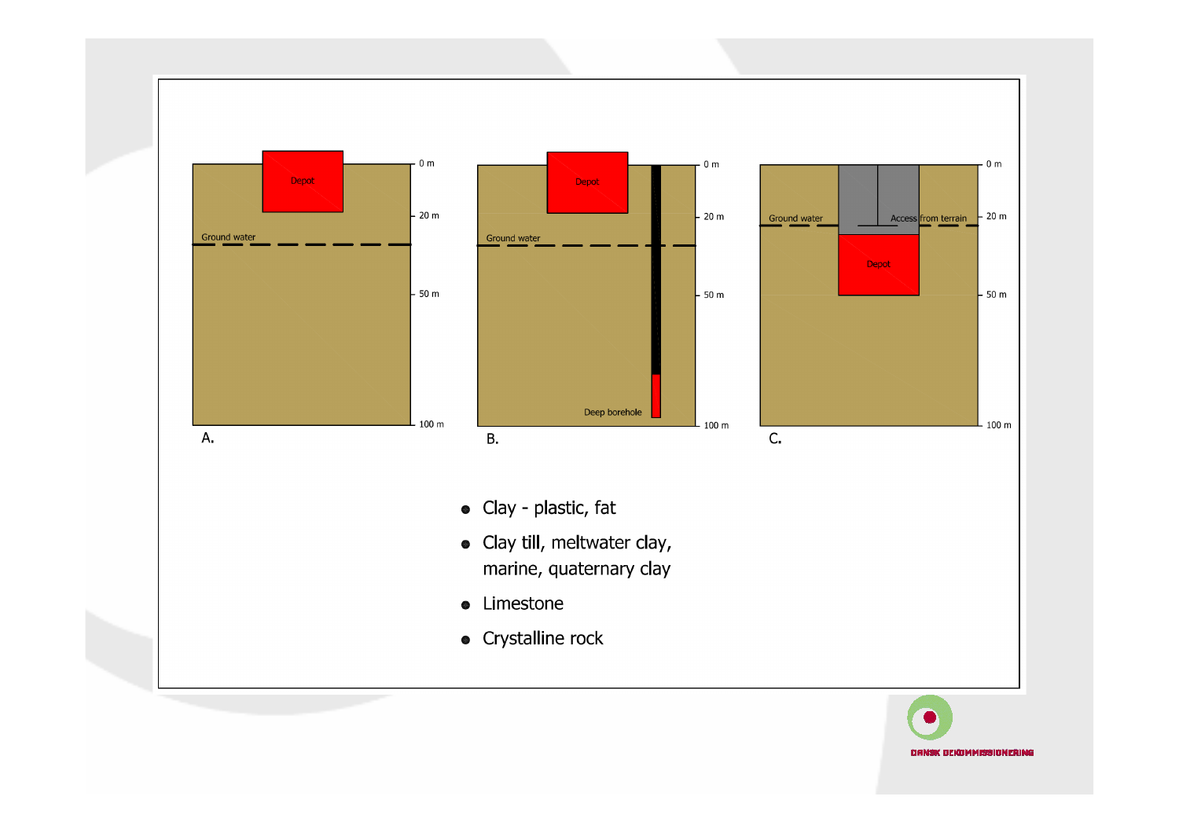Depot | Ground water | 0 m | 20 m | 50 m | 100 m

A.

Depot | Ground water | Deep borehole | 0 m | 20 m | 50 m | 100 m

B.

Ground water | Access from terrain | Depot | 0 m | 20 m | 50 m | 100 m

C.

- Clay - plastic, fat
- Clay till, meltwater clay, marine, quaternary clay
- Limestone
- Crystalline rock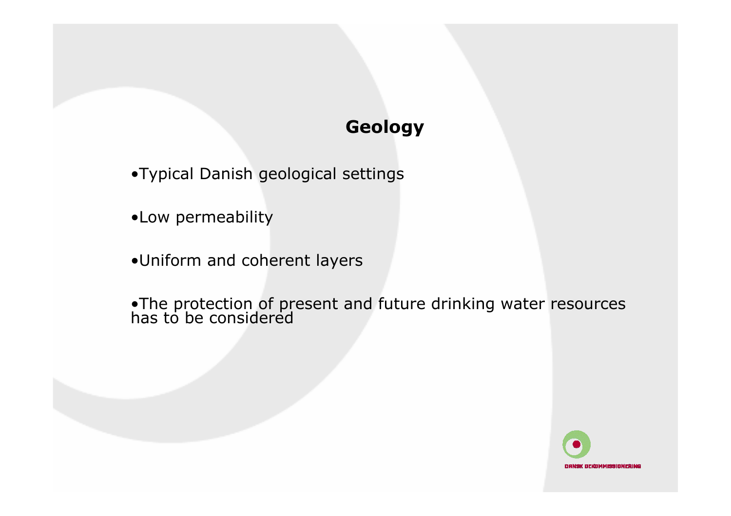# Geology

- Typical Danish geological settings
- Low permeability
- Uniform and coherent layers
- The protection of present and future drinking water resources has to be considered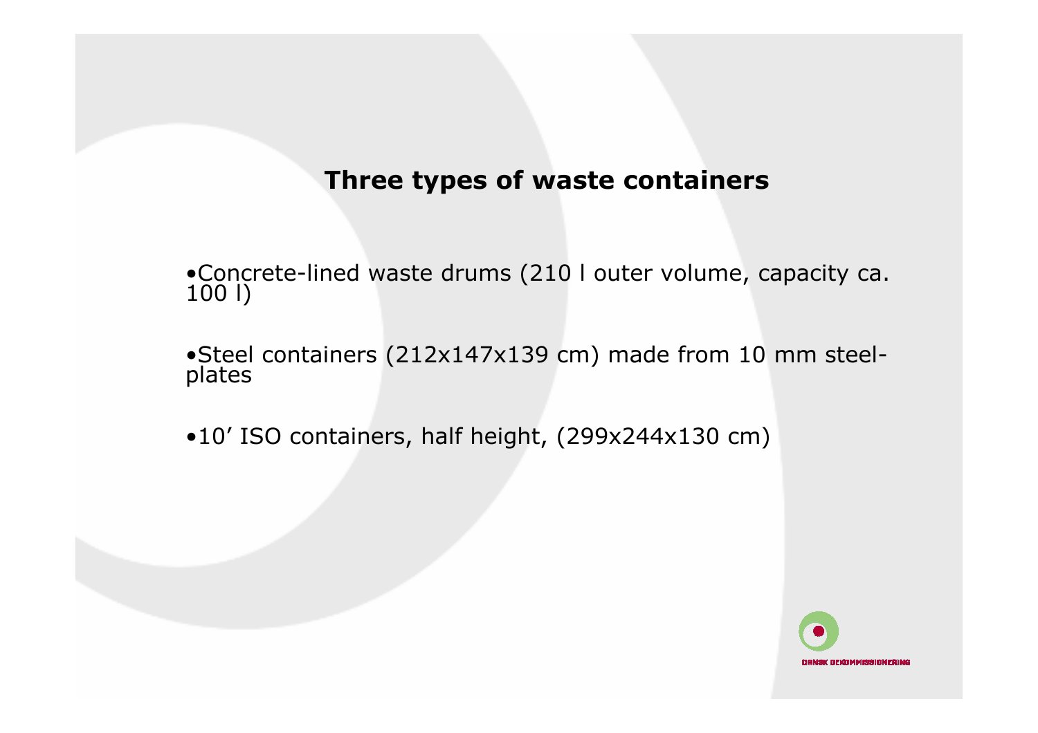## Three types of waste containers

- Concrete-lined waste drums (210 l outer volume, capacity ca. 100 l)

- Steel containers (212x147x139 cm) made from 10 mm steel-plates

- 10’ ISO containers, half height, (299x244x130 cm)

DANSK DEKOMMISSIONERING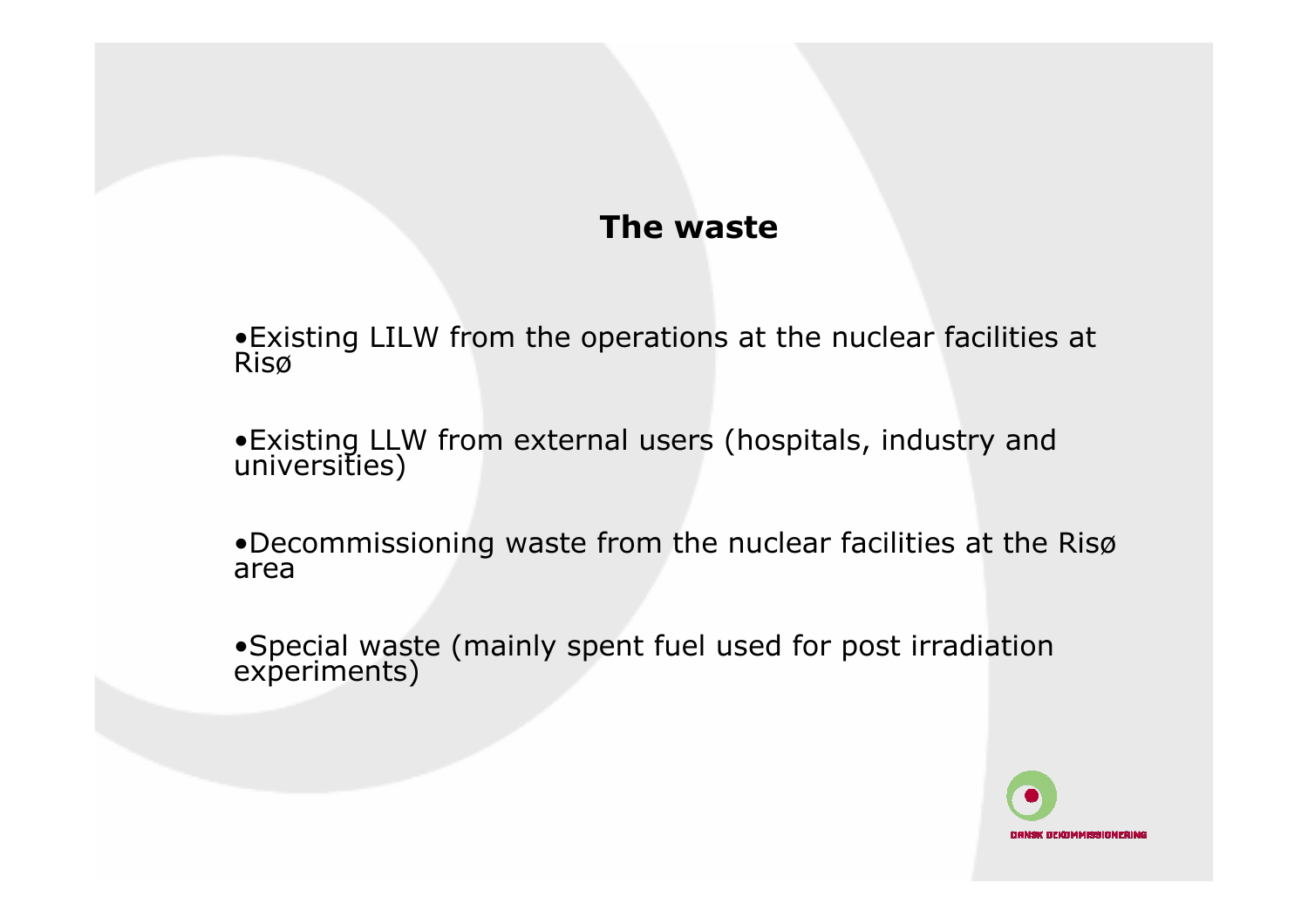# The waste

- Existing LILW from the operations at the nuclear facilities at Risø
- Existing LLW from external users (hospitals, industry and universities)
- Decommissioning waste from the nuclear facilities at the Risø area
- Special waste (mainly spent fuel used for post irradiation experiments)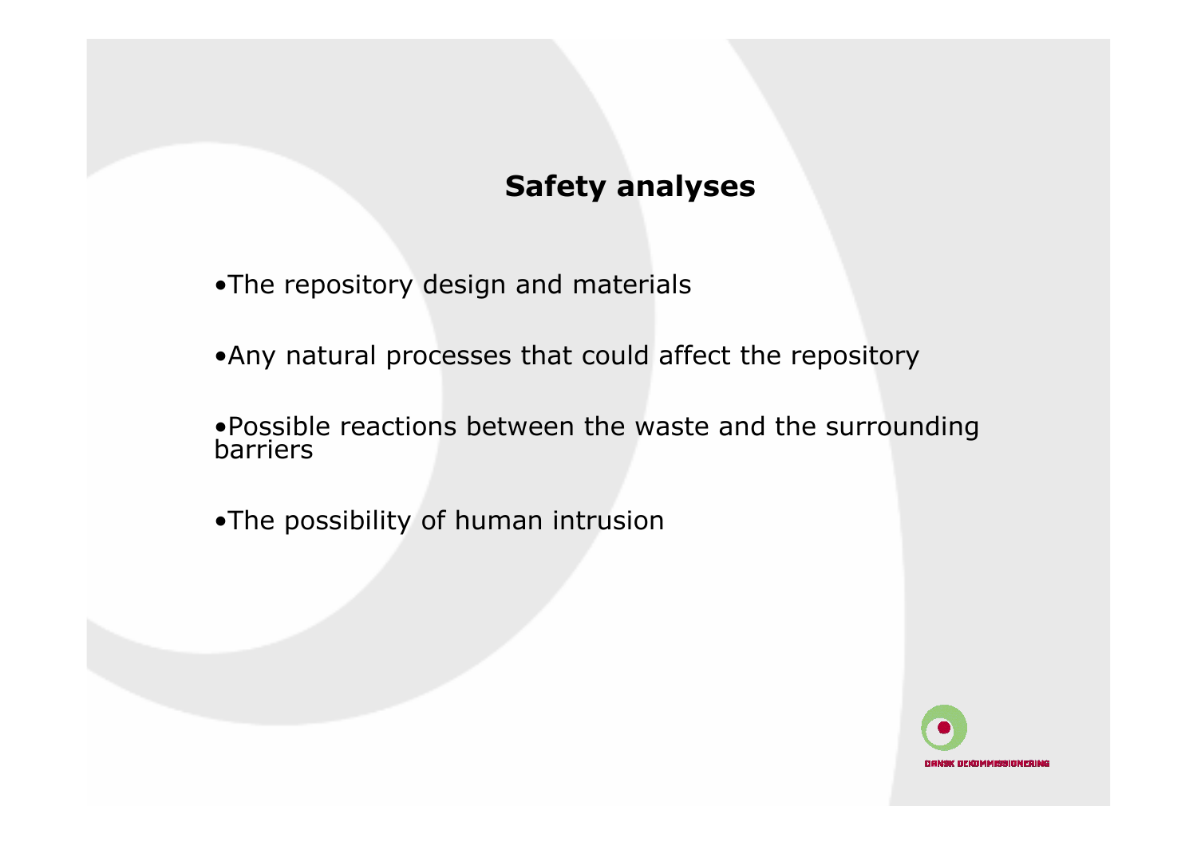# Safety analyses

- The repository design and materials
- Any natural processes that could affect the repository
- Possible reactions between the waste and the surrounding barriers
- The possibility of human intrusion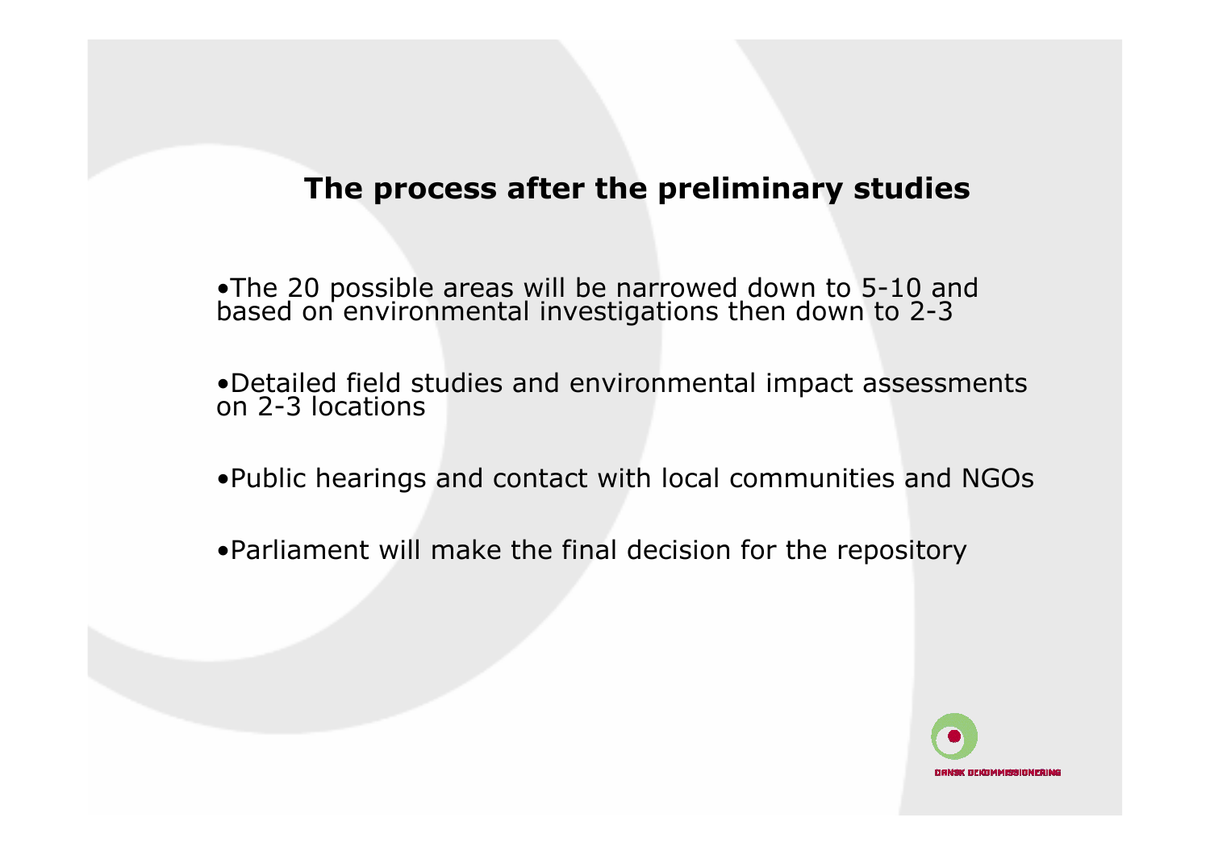## The process after the preliminary studies

- The 20 possible areas will be narrowed down to 5-10 and based on environmental investigations then down to 2-3
- Detailed field studies and environmental impact assessments on 2-3 locations
- Public hearings and contact with local communities and NGOs
- Parliament will make the final decision for the repository

DANSK DEKOMMISSIONERING